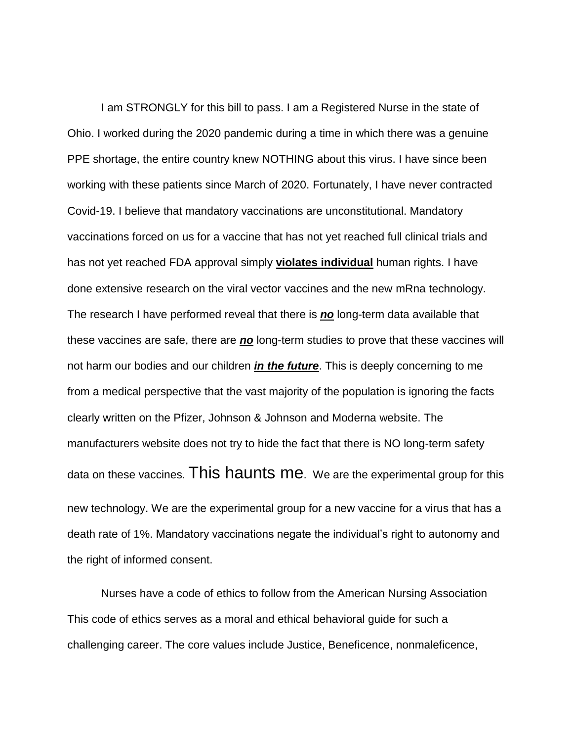I am STRONGLY for this bill to pass. I am a Registered Nurse in the state of Ohio. I worked during the 2020 pandemic during a time in which there was a genuine PPE shortage, the entire country knew NOTHING about this virus. I have since been working with these patients since March of 2020. Fortunately, I have never contracted Covid-19. I believe that mandatory vaccinations are unconstitutional. Mandatory vaccinations forced on us for a vaccine that has not yet reached full clinical trials and has not yet reached FDA approval simply **violates individual** human rights. I have done extensive research on the viral vector vaccines and the new mRna technology. The research I have performed reveal that there is ***no*** long-term data available that these vaccines are safe, there are ***no*** long-term studies to prove that these vaccines will not harm our bodies and our children ***in the future***. This is deeply concerning to me from a medical perspective that the vast majority of the population is ignoring the facts clearly written on the Pfizer, Johnson & Johnson and Moderna website. The manufacturers website does not try to hide the fact that there is NO long-term safety data on these vaccines. This haunts me. We are the experimental group for this new technology. We are the experimental group for a new vaccine for a virus that has a death rate of 1%. Mandatory vaccinations negate the individual's right to autonomy and the right of informed consent.

Nurses have a code of ethics to follow from the American Nursing Association This code of ethics serves as a moral and ethical behavioral guide for such a challenging career. The core values include Justice, Beneficence, nonmaleficence,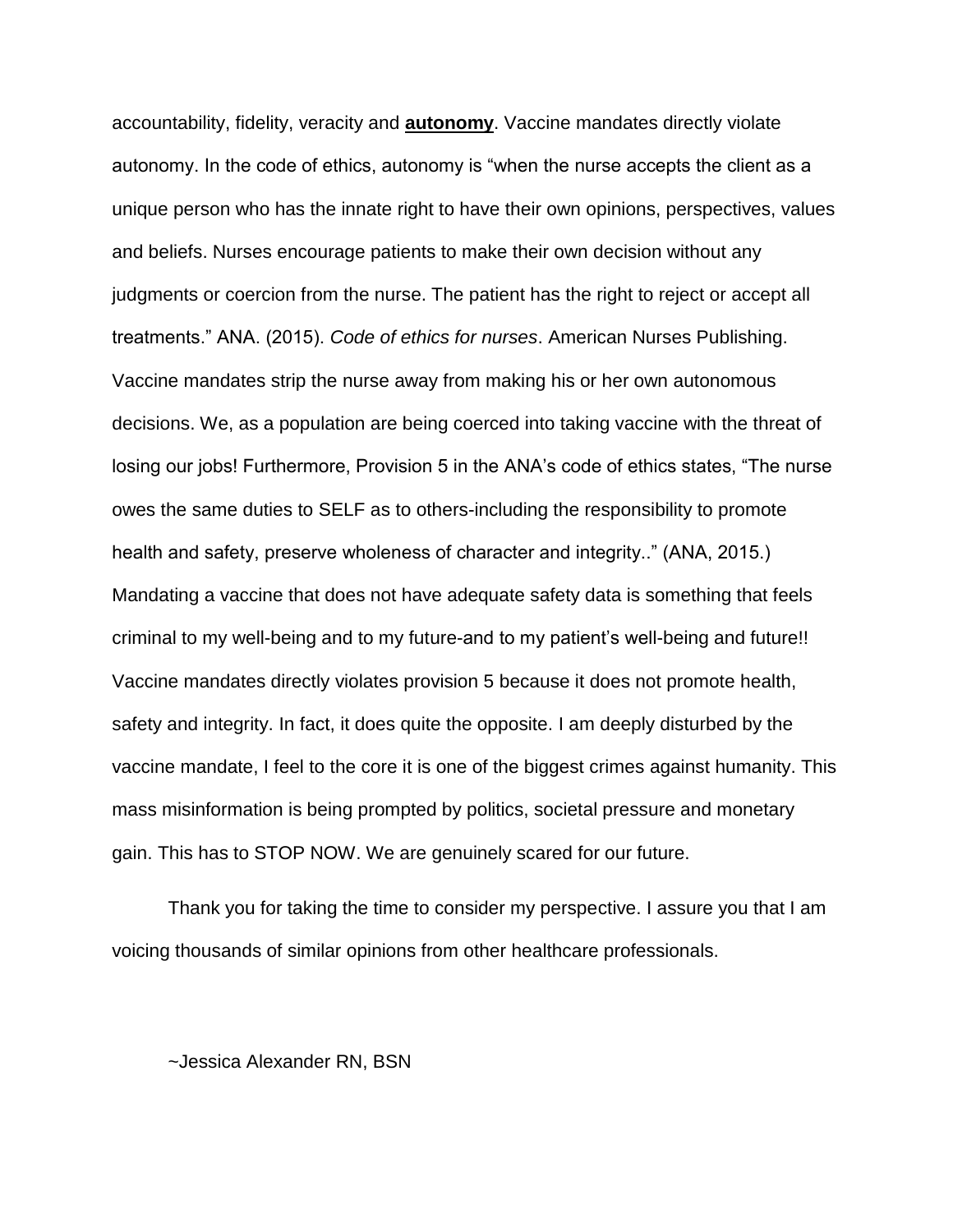accountability, fidelity, veracity and **autonomy**. Vaccine mandates directly violate autonomy. In the code of ethics, autonomy is "when the nurse accepts the client as a unique person who has the innate right to have their own opinions, perspectives, values and beliefs. Nurses encourage patients to make their own decision without any judgments or coercion from the nurse. The patient has the right to reject or accept all treatments." ANA. (2015). *Code of ethics for nurses*. American Nurses Publishing. Vaccine mandates strip the nurse away from making his or her own autonomous decisions. We, as a population are being coerced into taking vaccine with the threat of losing our jobs! Furthermore, Provision 5 in the ANA's code of ethics states, "The nurse owes the same duties to SELF as to others-including the responsibility to promote health and safety, preserve wholeness of character and integrity.." (ANA, 2015.) Mandating a vaccine that does not have adequate safety data is something that feels criminal to my well-being and to my future-and to my patient's well-being and future!! Vaccine mandates directly violates provision 5 because it does not promote health, safety and integrity. In fact, it does quite the opposite. I am deeply disturbed by the vaccine mandate, I feel to the core it is one of the biggest crimes against humanity. This mass misinformation is being prompted by politics, societal pressure and monetary gain. This has to STOP NOW. We are genuinely scared for our future.

Thank you for taking the time to consider my perspective. I assure you that I am voicing thousands of similar opinions from other healthcare professionals.

~Jessica Alexander RN, BSN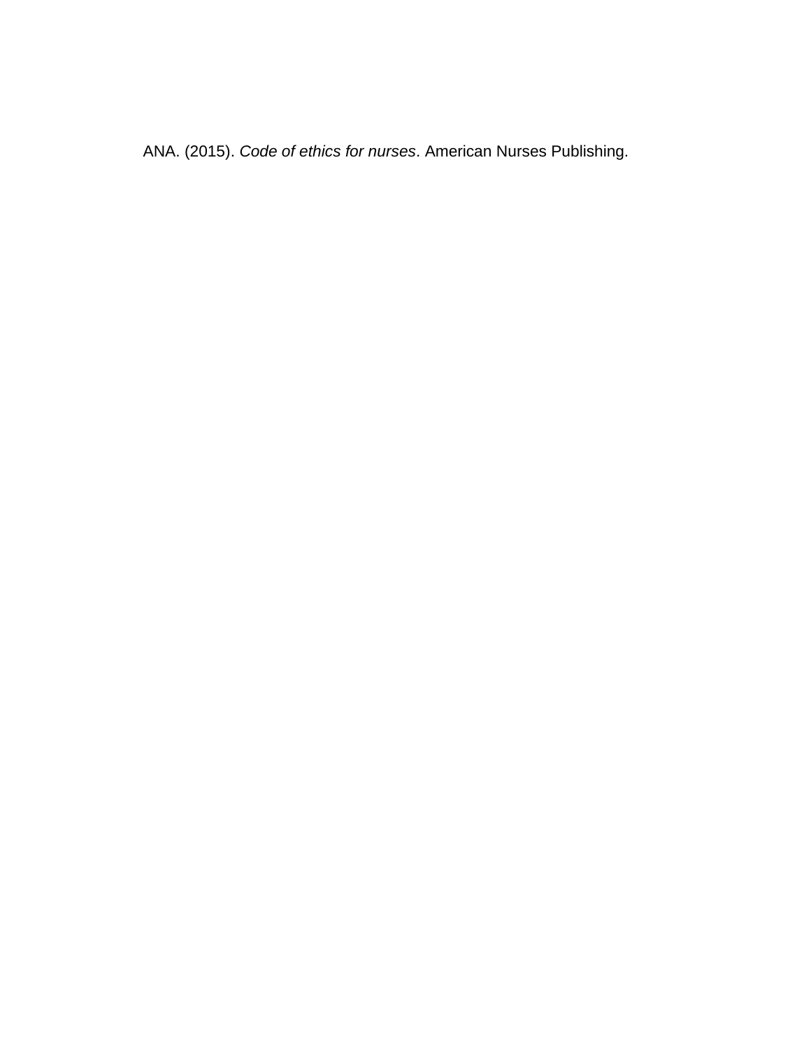ANA. (2015). *Code of ethics for nurses*. American Nurses Publishing.